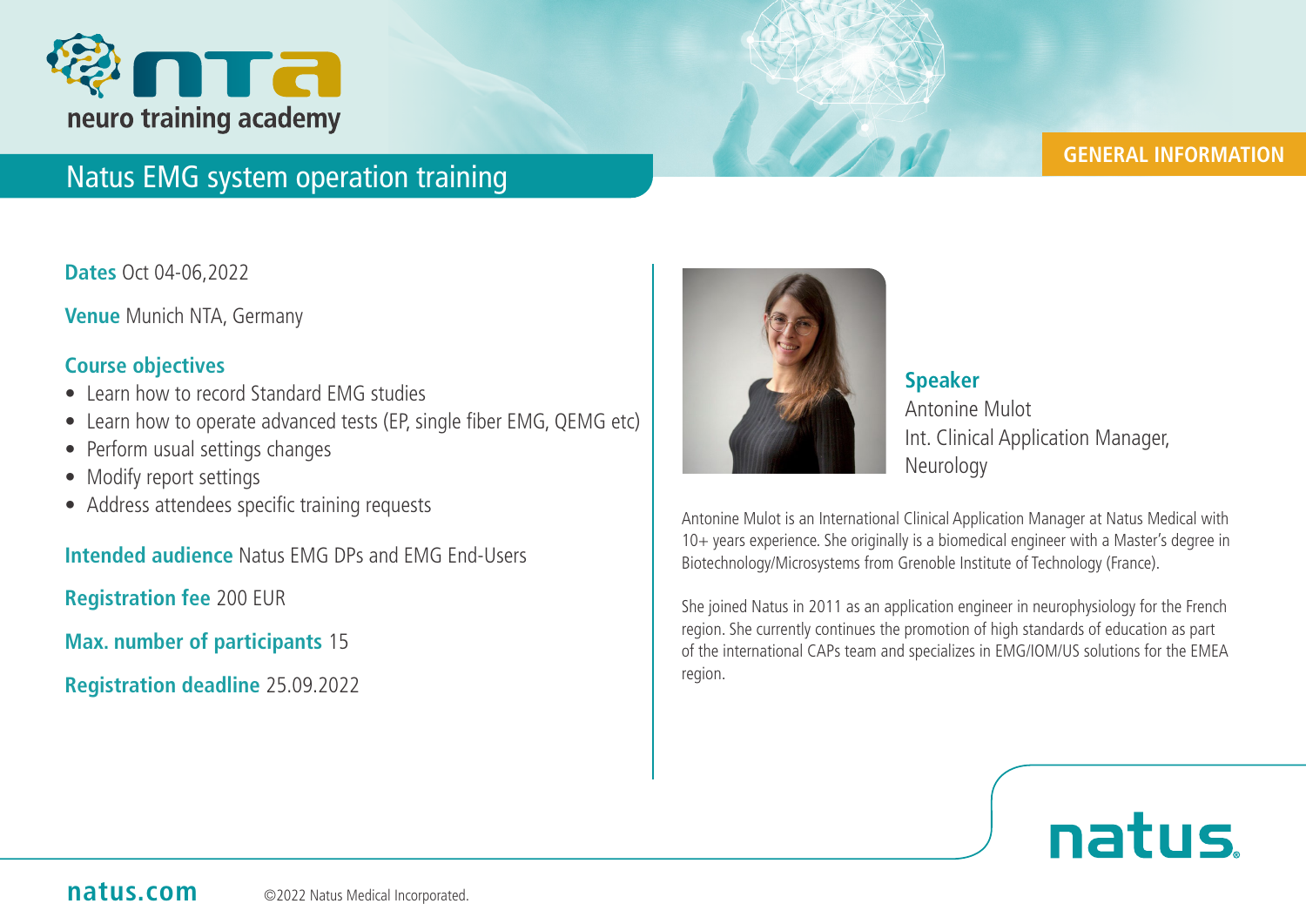neuro training academy

# Natus EMG system operation training

GENERAL INFORMATION

**Dates** Oct 04-06,2022

**Venue** Munich NTA, Germany

## Course objectives

- Learn how to record Standard EMG studies
- Learn how to operate advanced tests (EP, single fiber EMG, QEMG etc)
- Perform usual settings changes
- Modify report settings
- Address attendees specific training requests

**Intended audience** Natus EMG DPs and EMG End-Users

**Registration fee** 200 EUR

**Max. number of participants** 15

**Registration deadline** 25.09.2022

## Speaker

Antonine Mulot
Int. Clinical Application Manager, Neurology

Antonine Mulot is an International Clinical Application Manager at Natus Medical with 10+ years experience. She originally is a biomedical engineer with a Master's degree in Biotechnology/Microsystems from Grenoble Institute of Technology (France).

She joined Natus in 2011 as an application engineer in neurophysiology for the French region. She currently continues the promotion of high standards of education as part of the international CAPs team and specializes in EMG/IOM/US solutions for the EMEA region.

natus.

natus.com ©2022 Natus Medical Incorporated.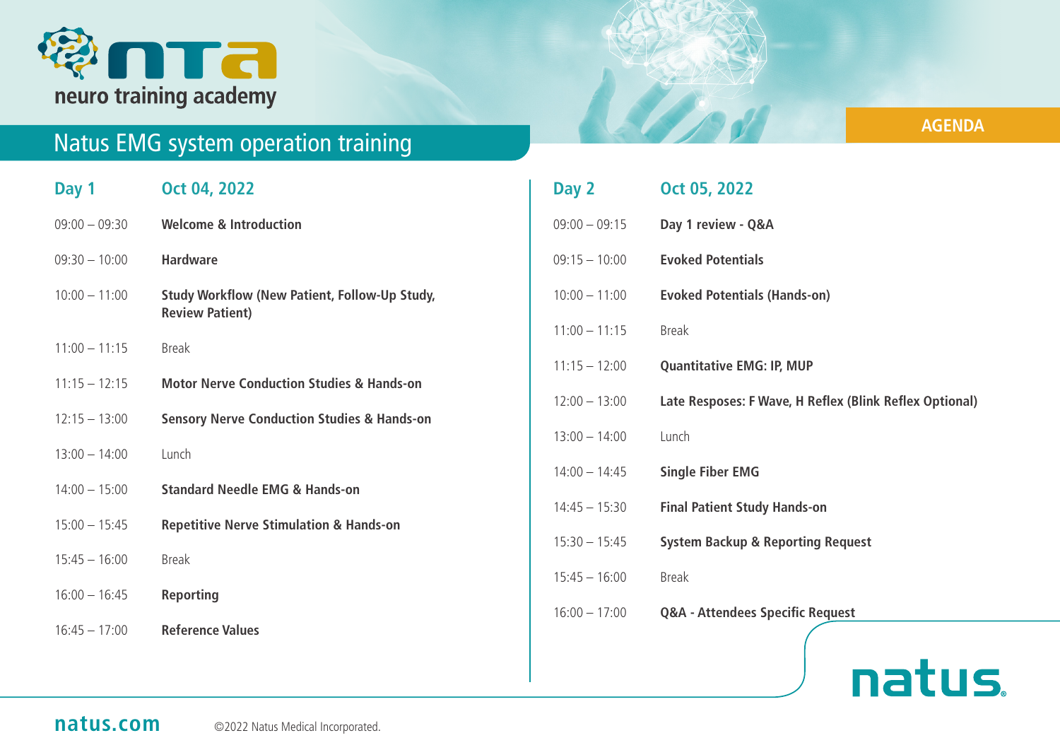neuro training academy

# Natus EMG system operation training

**AGENDA**

## Day 1 — Oct 04, 2022

| Time | Session |
|---|---|
| 09:00 – 09:30 | **Welcome & Introduction** |
| 09:30 – 10:00 | **Hardware** |
| 10:00 – 11:00 | **Study Workflow (New Patient, Follow-Up Study, Review Patient)** |
| 11:00 – 11:15 | Break |
| 11:15 – 12:15 | **Motor Nerve Conduction Studies & Hands-on** |
| 12:15 – 13:00 | **Sensory Nerve Conduction Studies & Hands-on** |
| 13:00 – 14:00 | Lunch |
| 14:00 – 15:00 | **Standard Needle EMG & Hands-on** |
| 15:00 – 15:45 | **Repetitive Nerve Stimulation & Hands-on** |
| 15:45 – 16:00 | Break |
| 16:00 – 16:45 | **Reporting** |
| 16:45 – 17:00 | **Reference Values** |

## Day 2 — Oct 05, 2022

| Time | Session |
|---|---|
| 09:00 – 09:15 | **Day 1 review - Q&A** |
| 09:15 – 10:00 | **Evoked Potentials** |
| 10:00 – 11:00 | **Evoked Potentials (Hands-on)** |
| 11:00 – 11:15 | Break |
| 11:15 – 12:00 | **Quantitative EMG: IP, MUP** |
| 12:00 – 13:00 | **Late Resposes: F Wave, H Reflex (Blink Reflex Optional)** |
| 13:00 – 14:00 | Lunch |
| 14:00 – 14:45 | **Single Fiber EMG** |
| 14:45 – 15:30 | **Final Patient Study Hands-on** |
| 15:30 – 15:45 | **System Backup & Reporting Request** |
| 15:45 – 16:00 | Break |
| 16:00 – 17:00 | **Q&A - Attendees Specific Request** |

natus

**natus.com** ©2022 Natus Medical Incorporated.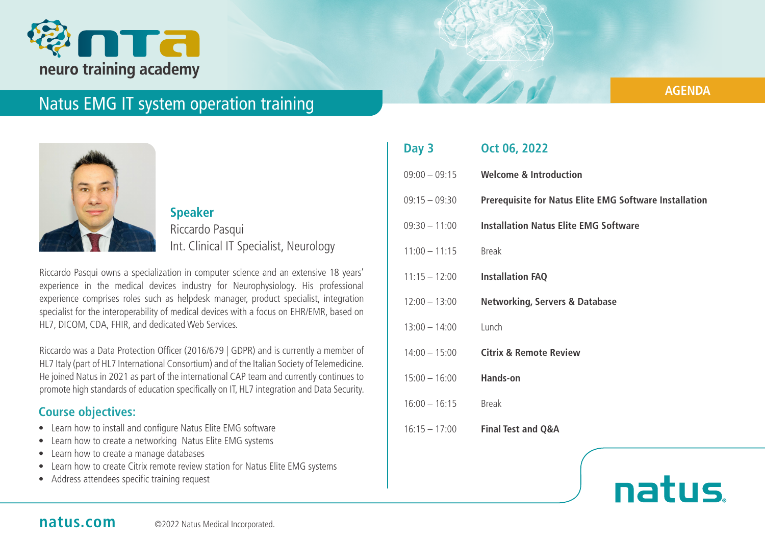neuro training academy

# Natus EMG IT system operation training

## AGENDA

### Speaker

Riccardo Pasqui
Int. Clinical IT Specialist, Neurology

Riccardo Pasqui owns a specialization in computer science and an extensive 18 years' experience in the medical devices industry for Neurophysiology. His professional experience comprises roles such as helpdesk manager, product specialist, integration specialist for the interoperability of medical devices with a focus on EHR/EMR, based on HL7, DICOM, CDA, FHIR, and dedicated Web Services.

Riccardo was a Data Protection Officer (2016/679 | GDPR) and is currently a member of HL7 Italy (part of HL7 International Consortium) and of the Italian Society of Telemedicine. He joined Natus in 2021 as part of the international CAP team and currently continues to promote high standards of education specifically on IT, HL7 integration and Data Security.

### Course objectives:

- Learn how to install and configure Natus Elite EMG software
- Learn how to create a networking Natus Elite EMG systems
- Learn how to create a manage databases
- Learn how to create Citrix remote review station for Natus Elite EMG systems
- Address attendees specific training request

| Day 3 | Oct 06, 2022 |
|---|---|
| 09:00 – 09:15 | **Welcome & Introduction** |
| 09:15 – 09:30 | **Prerequisite for Natus Elite EMG Software Installation** |
| 09:30 – 11:00 | **Installation Natus Elite EMG Software** |
| 11:00 – 11:15 | Break |
| 11:15 – 12:00 | **Installation FAQ** |
| 12:00 – 13:00 | **Networking, Servers & Database** |
| 13:00 – 14:00 | Lunch |
| 14:00 – 15:00 | **Citrix & Remote Review** |
| 15:00 – 16:00 | **Hands-on** |
| 16:00 – 16:15 | Break |
| 16:15 – 17:00 | **Final Test and Q&A** |

natus

natus.com

©2022 Natus Medical Incorporated.